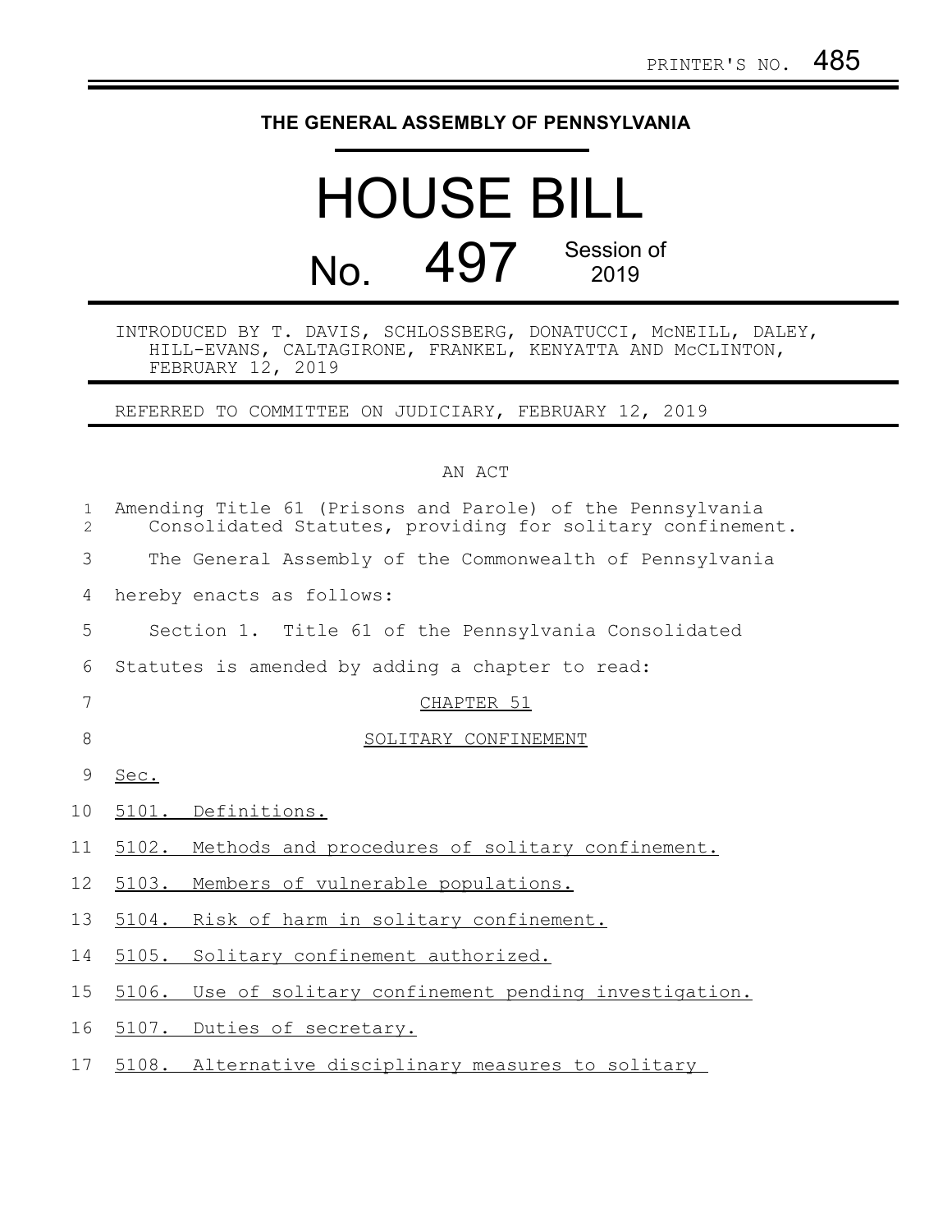PRINTER'S NO. 485

# THE GENERAL ASSEMBLY OF PENNSYLVANIA

# HOUSE BILL

## No. 497 Session of 2019

INTRODUCED BY T. DAVIS, SCHLOSSBERG, DONATUCCI, McNEILL, DALEY, HILL-EVANS, CALTAGIRONE, FRANKEL, KENYATTA AND McCLINTON, FEBRUARY 12, 2019

REFERRED TO COMMITTEE ON JUDICIARY, FEBRUARY 12, 2019

AN ACT

Amending Title 61 (Prisons and Parole) of the Pennsylvania Consolidated Statutes, providing for solitary confinement.

The General Assembly of the Commonwealth of Pennsylvania hereby enacts as follows:

Section 1. Title 61 of the Pennsylvania Consolidated Statutes is amended by adding a chapter to read:

CHAPTER 51

SOLITARY CONFINEMENT

Sec.

5101. Definitions.

5102. Methods and procedures of solitary confinement.

5103. Members of vulnerable populations.

5104. Risk of harm in solitary confinement.

5105. Solitary confinement authorized.

5106. Use of solitary confinement pending investigation.

5107. Duties of secretary.

5108. Alternative disciplinary measures to solitary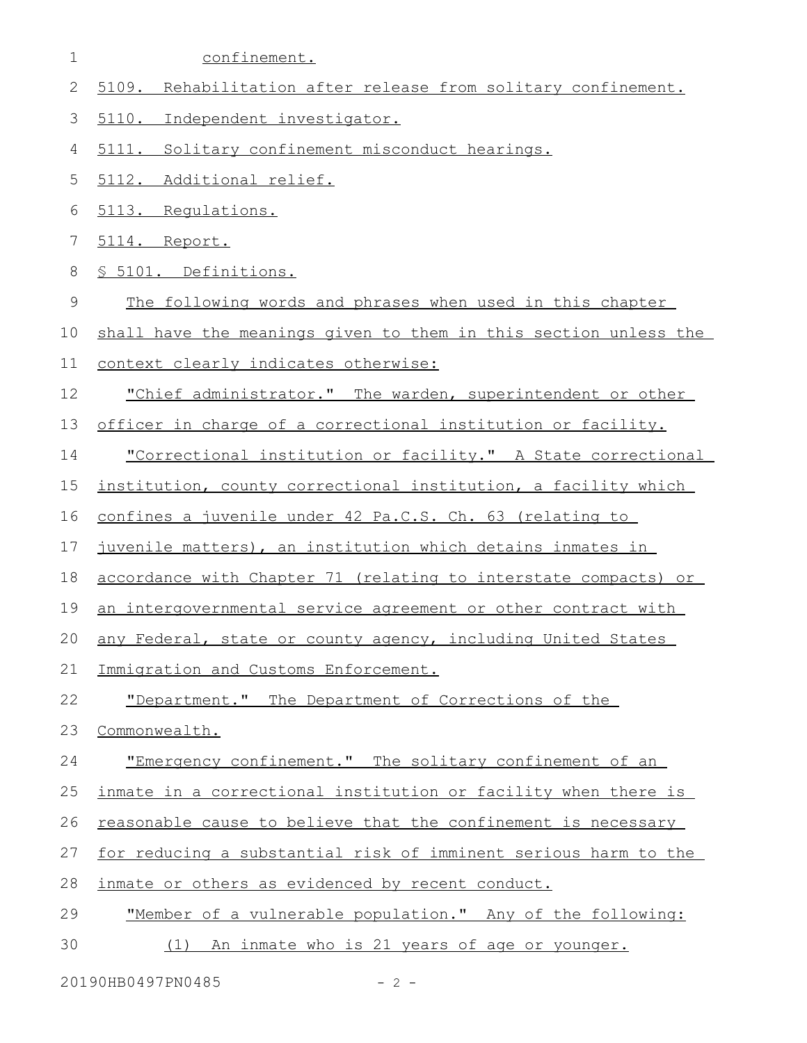confinement.

5109. Rehabilitation after release from solitary confinement.

5110. Independent investigator.

5111. Solitary confinement misconduct hearings.

5112. Additional relief.

5113. Regulations.

5114. Report.

§ 5101. Definitions.

The following words and phrases when used in this chapter shall have the meanings given to them in this section unless the context clearly indicates otherwise:

"Chief administrator." The warden, superintendent or other officer in charge of a correctional institution or facility.

"Correctional institution or facility." A State correctional institution, county correctional institution, a facility which confines a juvenile under 42 Pa.C.S. Ch. 63 (relating to juvenile matters), an institution which detains inmates in accordance with Chapter 71 (relating to interstate compacts) or an intergovernmental service agreement or other contract with any Federal, state or county agency, including United States Immigration and Customs Enforcement.

"Department." The Department of Corrections of the Commonwealth.

"Emergency confinement." The solitary confinement of an inmate in a correctional institution or facility when there is reasonable cause to believe that the confinement is necessary for reducing a substantial risk of imminent serious harm to the inmate or others as evidenced by recent conduct.

"Member of a vulnerable population." Any of the following:

(1) An inmate who is 21 years of age or younger.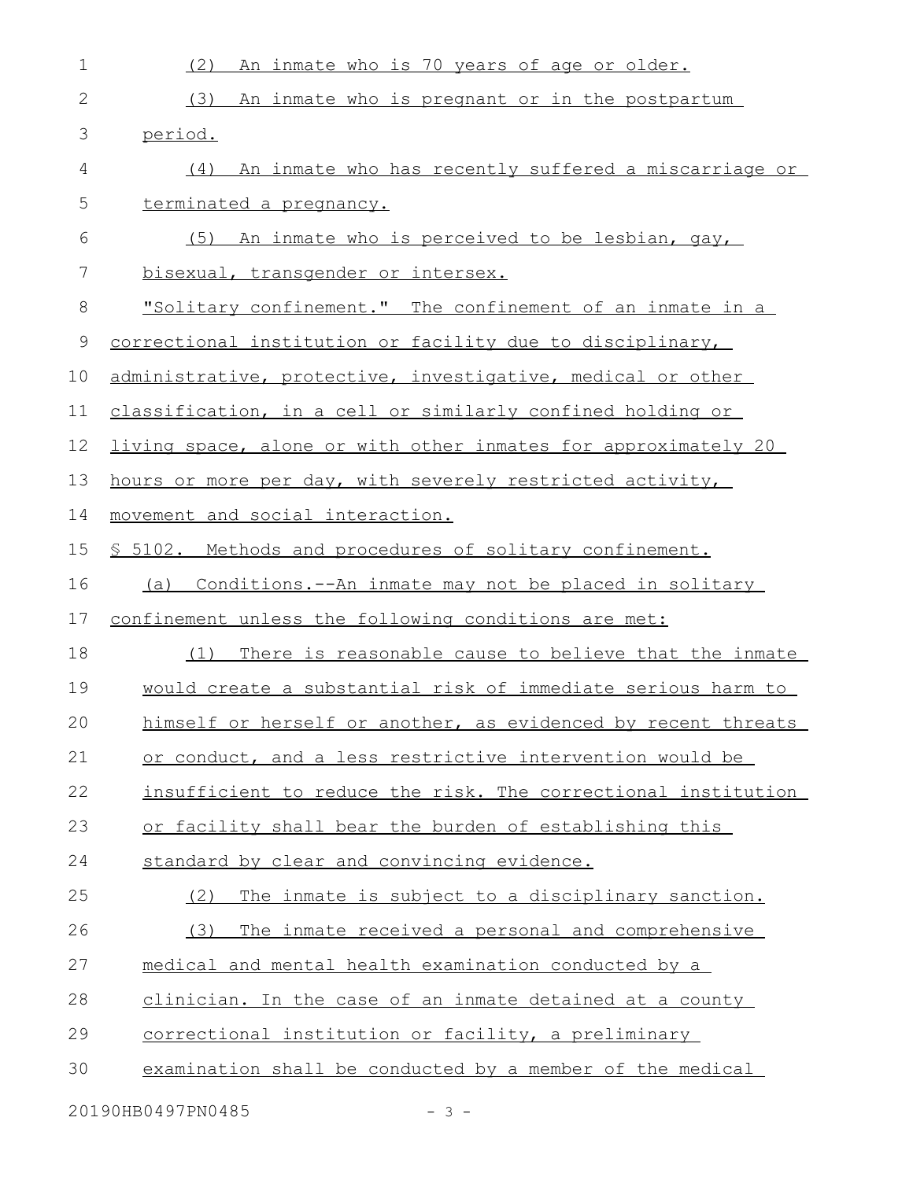(2) An inmate who is 70 years of age or older.

(3) An inmate who is pregnant or in the postpartum period.

(4) An inmate who has recently suffered a miscarriage or terminated a pregnancy.

(5) An inmate who is perceived to be lesbian, gay, bisexual, transgender or intersex.

"Solitary confinement." The confinement of an inmate in a correctional institution or facility due to disciplinary, administrative, protective, investigative, medical or other classification, in a cell or similarly confined holding or living space, alone or with other inmates for approximately 20 hours or more per day, with severely restricted activity, movement and social interaction.

§ 5102. Methods and procedures of solitary confinement.

(a) Conditions.--An inmate may not be placed in solitary confinement unless the following conditions are met:

(1) There is reasonable cause to believe that the inmate would create a substantial risk of immediate serious harm to himself or herself or another, as evidenced by recent threats or conduct, and a less restrictive intervention would be insufficient to reduce the risk. The correctional institution or facility shall bear the burden of establishing this standard by clear and convincing evidence.

(2) The inmate is subject to a disciplinary sanction.

(3) The inmate received a personal and comprehensive medical and mental health examination conducted by a clinician. In the case of an inmate detained at a county correctional institution or facility, a preliminary examination shall be conducted by a member of the medical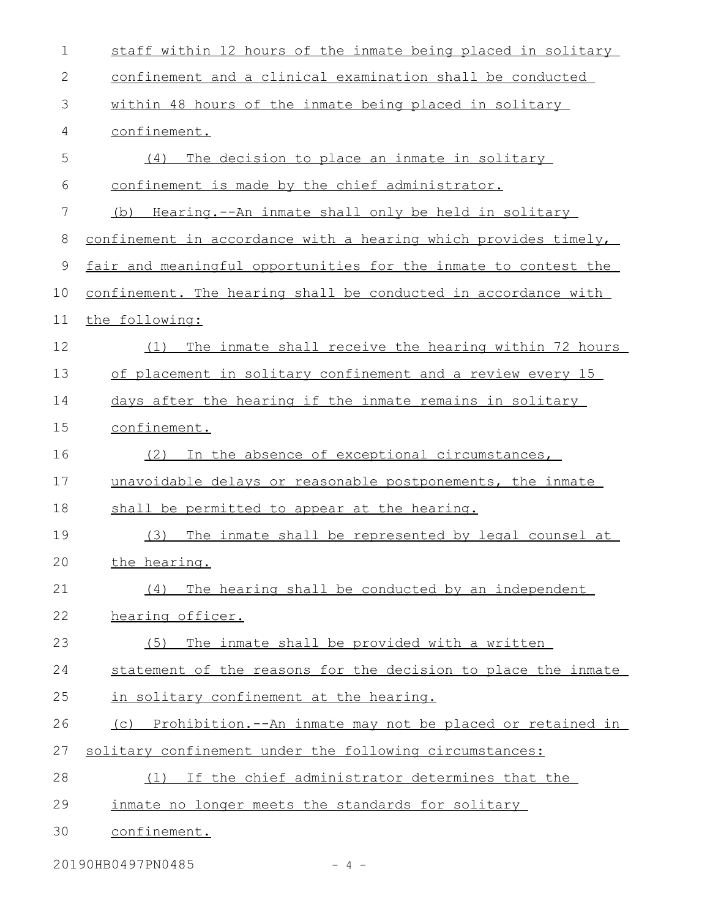staff within 12 hours of the inmate being placed in solitary confinement and a clinical examination shall be conducted within 48 hours of the inmate being placed in solitary confinement.

(4) The decision to place an inmate in solitary confinement is made by the chief administrator.

(b) Hearing.--An inmate shall only be held in solitary confinement in accordance with a hearing which provides timely, fair and meaningful opportunities for the inmate to contest the confinement. The hearing shall be conducted in accordance with the following:

(1) The inmate shall receive the hearing within 72 hours of placement in solitary confinement and a review every 15 days after the hearing if the inmate remains in solitary confinement.

(2) In the absence of exceptional circumstances, unavoidable delays or reasonable postponements, the inmate shall be permitted to appear at the hearing.

(3) The inmate shall be represented by legal counsel at the hearing.

(4) The hearing shall be conducted by an independent hearing officer.

(5) The inmate shall be provided with a written statement of the reasons for the decision to place the inmate in solitary confinement at the hearing.

(c) Prohibition.--An inmate may not be placed or retained in solitary confinement under the following circumstances:

(1) If the chief administrator determines that the inmate no longer meets the standards for solitary confinement.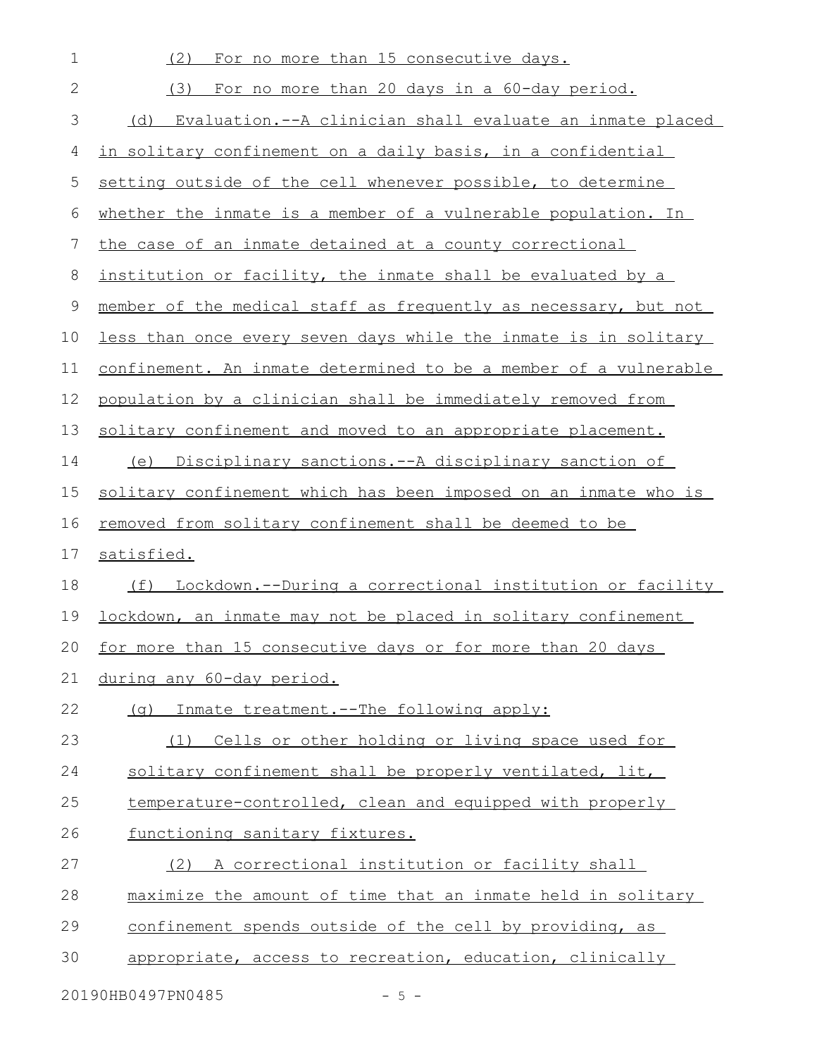(2) For no more than 15 consecutive days.

(3) For no more than 20 days in a 60-day period.

(d) Evaluation.--A clinician shall evaluate an inmate placed in solitary confinement on a daily basis, in a confidential setting outside of the cell whenever possible, to determine whether the inmate is a member of a vulnerable population. In the case of an inmate detained at a county correctional institution or facility, the inmate shall be evaluated by a member of the medical staff as frequently as necessary, but not less than once every seven days while the inmate is in solitary confinement. An inmate determined to be a member of a vulnerable population by a clinician shall be immediately removed from solitary confinement and moved to an appropriate placement.

(e) Disciplinary sanctions.--A disciplinary sanction of solitary confinement which has been imposed on an inmate who is removed from solitary confinement shall be deemed to be satisfied.

(f) Lockdown.--During a correctional institution or facility lockdown, an inmate may not be placed in solitary confinement for more than 15 consecutive days or for more than 20 days during any 60-day period.

(g) Inmate treatment.--The following apply:

(1) Cells or other holding or living space used for solitary confinement shall be properly ventilated, lit, temperature-controlled, clean and equipped with properly functioning sanitary fixtures.

(2) A correctional institution or facility shall maximize the amount of time that an inmate held in solitary confinement spends outside of the cell by providing, as appropriate, access to recreation, education, clinically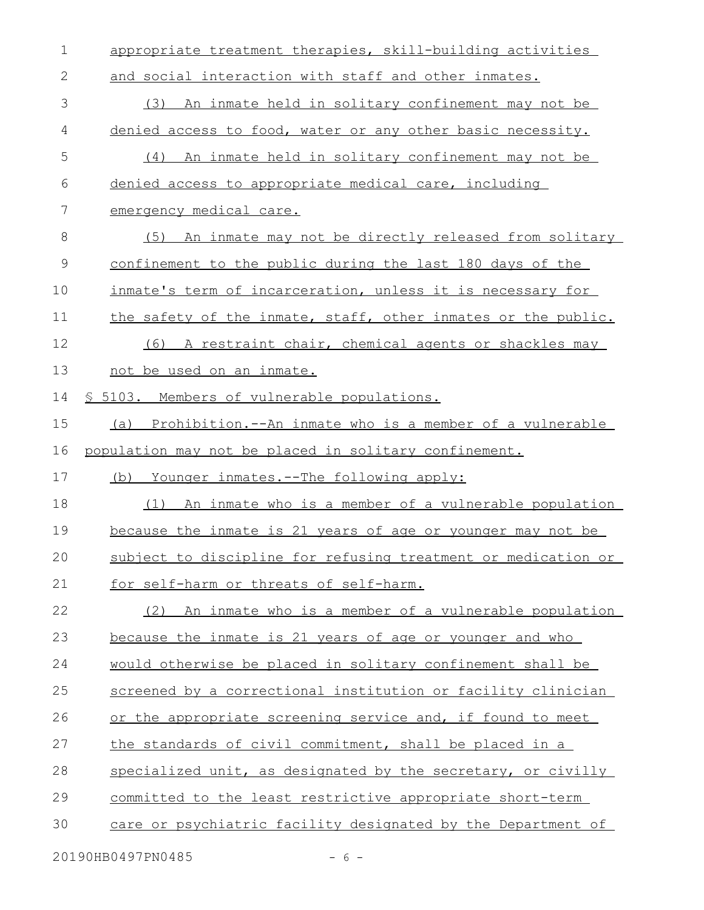appropriate treatment therapies, skill-building activities and social interaction with staff and other inmates.

(3) An inmate held in solitary confinement may not be denied access to food, water or any other basic necessity.

(4) An inmate held in solitary confinement may not be denied access to appropriate medical care, including emergency medical care.

(5) An inmate may not be directly released from solitary confinement to the public during the last 180 days of the inmate's term of incarceration, unless it is necessary for the safety of the inmate, staff, other inmates or the public.

(6) A restraint chair, chemical agents or shackles may not be used on an inmate.

§ 5103. Members of vulnerable populations.

(a) Prohibition.--An inmate who is a member of a vulnerable population may not be placed in solitary confinement.

(b) Younger inmates.--The following apply:

(1) An inmate who is a member of a vulnerable population because the inmate is 21 years of age or younger may not be subject to discipline for refusing treatment or medication or for self-harm or threats of self-harm.

(2) An inmate who is a member of a vulnerable population because the inmate is 21 years of age or younger and who would otherwise be placed in solitary confinement shall be screened by a correctional institution or facility clinician or the appropriate screening service and, if found to meet the standards of civil commitment, shall be placed in a specialized unit, as designated by the secretary, or civilly committed to the least restrictive appropriate short-term care or psychiatric facility designated by the Department of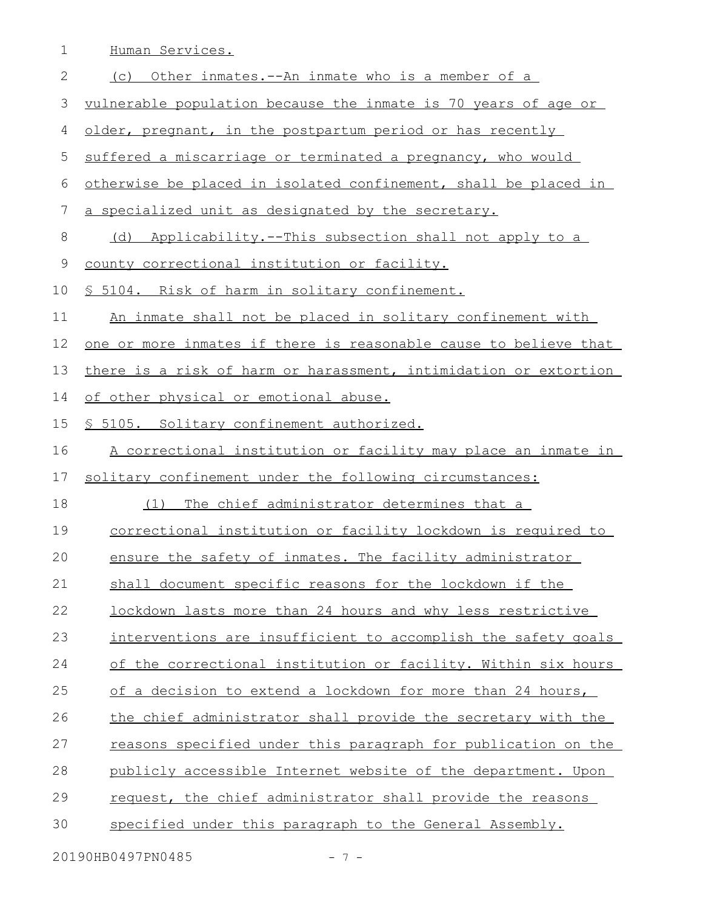Human Services.

(c) Other inmates.--An inmate who is a member of a vulnerable population because the inmate is 70 years of age or older, pregnant, in the postpartum period or has recently suffered a miscarriage or terminated a pregnancy, who would otherwise be placed in isolated confinement, shall be placed in a specialized unit as designated by the secretary.

(d) Applicability.--This subsection shall not apply to a county correctional institution or facility.

§ 5104. Risk of harm in solitary confinement.

An inmate shall not be placed in solitary confinement with one or more inmates if there is reasonable cause to believe that there is a risk of harm or harassment, intimidation or extortion of other physical or emotional abuse.

§ 5105. Solitary confinement authorized.

A correctional institution or facility may place an inmate in solitary confinement under the following circumstances:

(1) The chief administrator determines that a correctional institution or facility lockdown is required to ensure the safety of inmates. The facility administrator shall document specific reasons for the lockdown if the lockdown lasts more than 24 hours and why less restrictive interventions are insufficient to accomplish the safety goals of the correctional institution or facility. Within six hours of a decision to extend a lockdown for more than 24 hours, the chief administrator shall provide the secretary with the reasons specified under this paragraph for publication on the publicly accessible Internet website of the department. Upon request, the chief administrator shall provide the reasons specified under this paragraph to the General Assembly.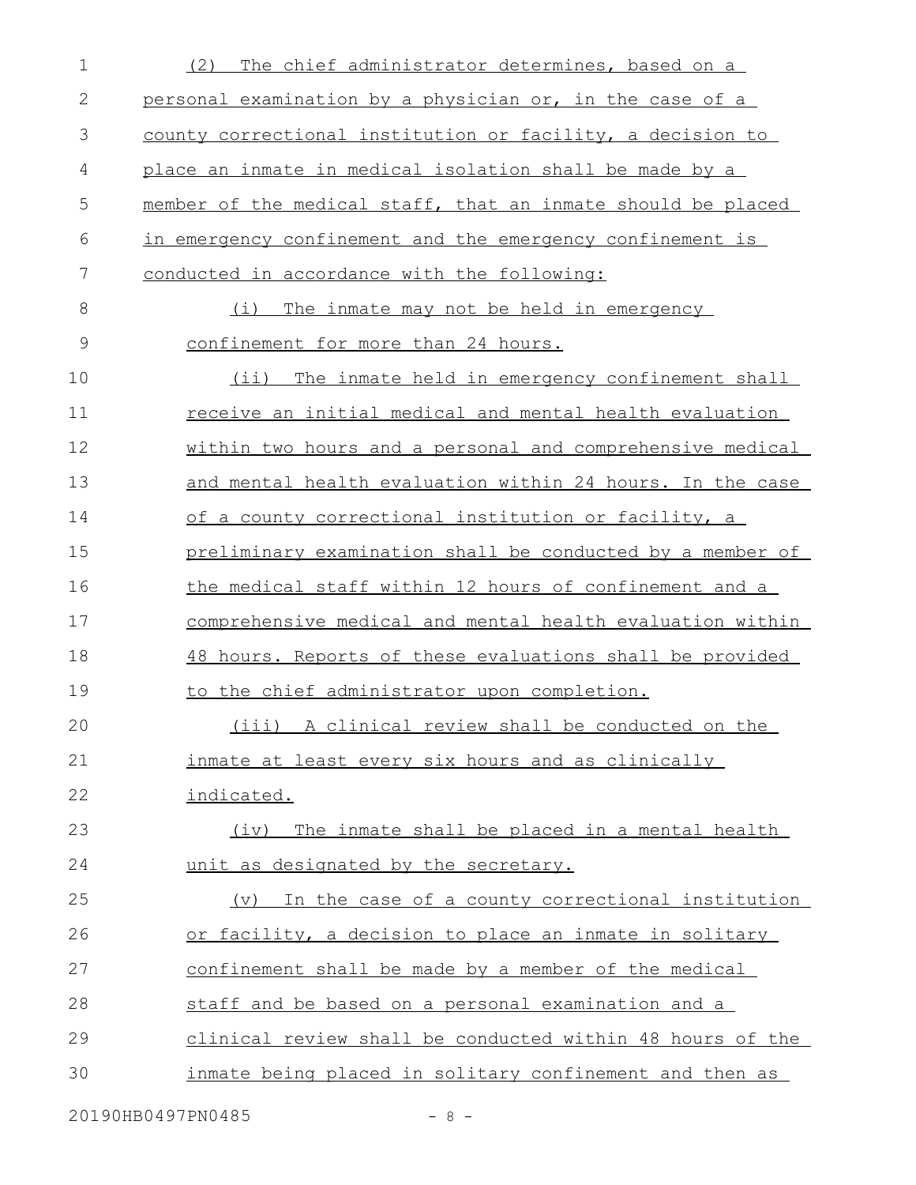(2) The chief administrator determines, based on a personal examination by a physician or, in the case of a county correctional institution or facility, a decision to place an inmate in medical isolation shall be made by a member of the medical staff, that an inmate should be placed in emergency confinement and the emergency confinement is conducted in accordance with the following:

(i) The inmate may not be held in emergency confinement for more than 24 hours.

(ii) The inmate held in emergency confinement shall receive an initial medical and mental health evaluation within two hours and a personal and comprehensive medical and mental health evaluation within 24 hours. In the case of a county correctional institution or facility, a preliminary examination shall be conducted by a member of the medical staff within 12 hours of confinement and a comprehensive medical and mental health evaluation within 48 hours. Reports of these evaluations shall be provided to the chief administrator upon completion.

(iii) A clinical review shall be conducted on the inmate at least every six hours and as clinically indicated.

(iv) The inmate shall be placed in a mental health unit as designated by the secretary.

(v) In the case of a county correctional institution or facility, a decision to place an inmate in solitary confinement shall be made by a member of the medical staff and be based on a personal examination and a clinical review shall be conducted within 48 hours of the inmate being placed in solitary confinement and then as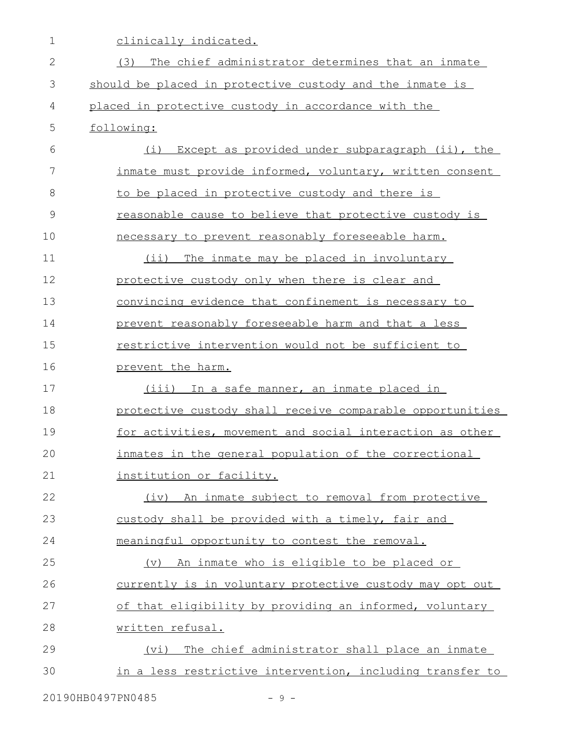clinically indicated.

(3) The chief administrator determines that an inmate should be placed in protective custody and the inmate is placed in protective custody in accordance with the following:

(i) Except as provided under subparagraph (ii), the inmate must provide informed, voluntary, written consent to be placed in protective custody and there is reasonable cause to believe that protective custody is necessary to prevent reasonably foreseeable harm.

(ii) The inmate may be placed in involuntary protective custody only when there is clear and convincing evidence that confinement is necessary to prevent reasonably foreseeable harm and that a less restrictive intervention would not be sufficient to prevent the harm.

(iii) In a safe manner, an inmate placed in protective custody shall receive comparable opportunities for activities, movement and social interaction as other inmates in the general population of the correctional institution or facility.

(iv) An inmate subject to removal from protective custody shall be provided with a timely, fair and meaningful opportunity to contest the removal.

(v) An inmate who is eligible to be placed or currently is in voluntary protective custody may opt out of that eligibility by providing an informed, voluntary written refusal.

(vi) The chief administrator shall place an inmate in a less restrictive intervention, including transfer to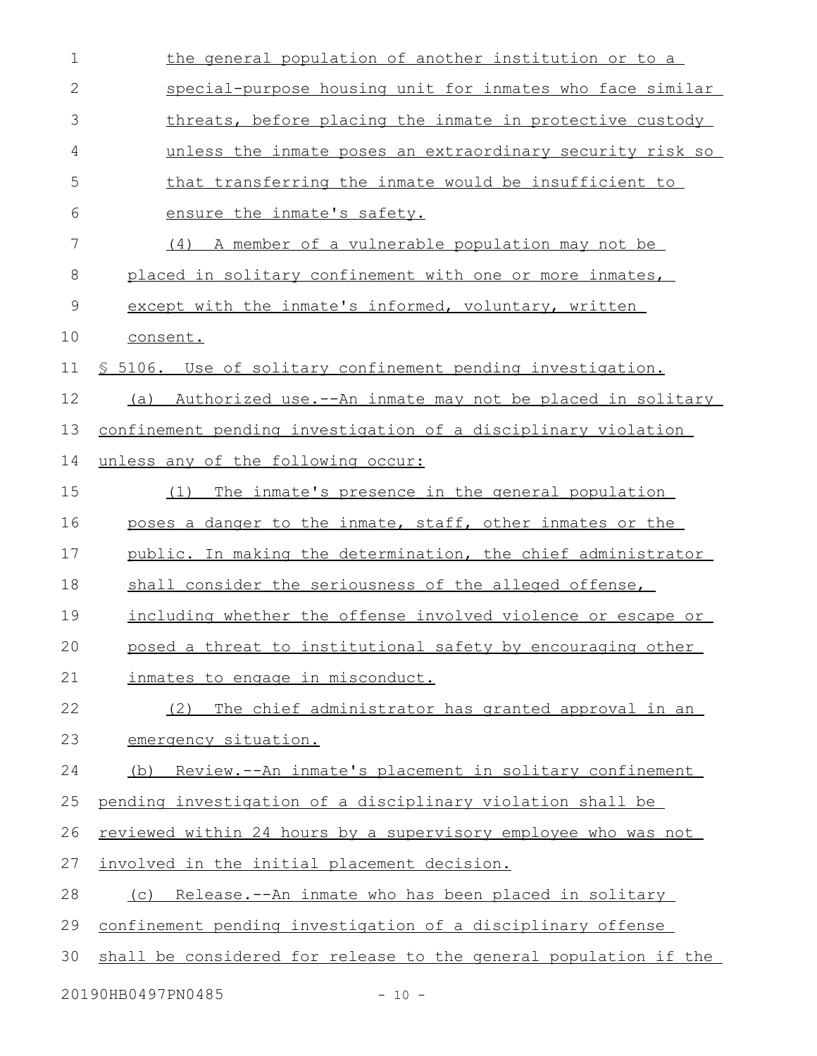the general population of another institution or to a special-purpose housing unit for inmates who face similar threats, before placing the inmate in protective custody unless the inmate poses an extraordinary security risk so that transferring the inmate would be insufficient to ensure the inmate's safety.

(4) A member of a vulnerable population may not be placed in solitary confinement with one or more inmates, except with the inmate's informed, voluntary, written consent.

§ 5106. Use of solitary confinement pending investigation.

(a) Authorized use.--An inmate may not be placed in solitary confinement pending investigation of a disciplinary violation unless any of the following occur:

(1) The inmate's presence in the general population poses a danger to the inmate, staff, other inmates or the public. In making the determination, the chief administrator shall consider the seriousness of the alleged offense, including whether the offense involved violence or escape or posed a threat to institutional safety by encouraging other inmates to engage in misconduct.

(2) The chief administrator has granted approval in an emergency situation.

(b) Review.--An inmate's placement in solitary confinement pending investigation of a disciplinary violation shall be reviewed within 24 hours by a supervisory employee who was not involved in the initial placement decision.

(c) Release.--An inmate who has been placed in solitary confinement pending investigation of a disciplinary offense shall be considered for release to the general population if the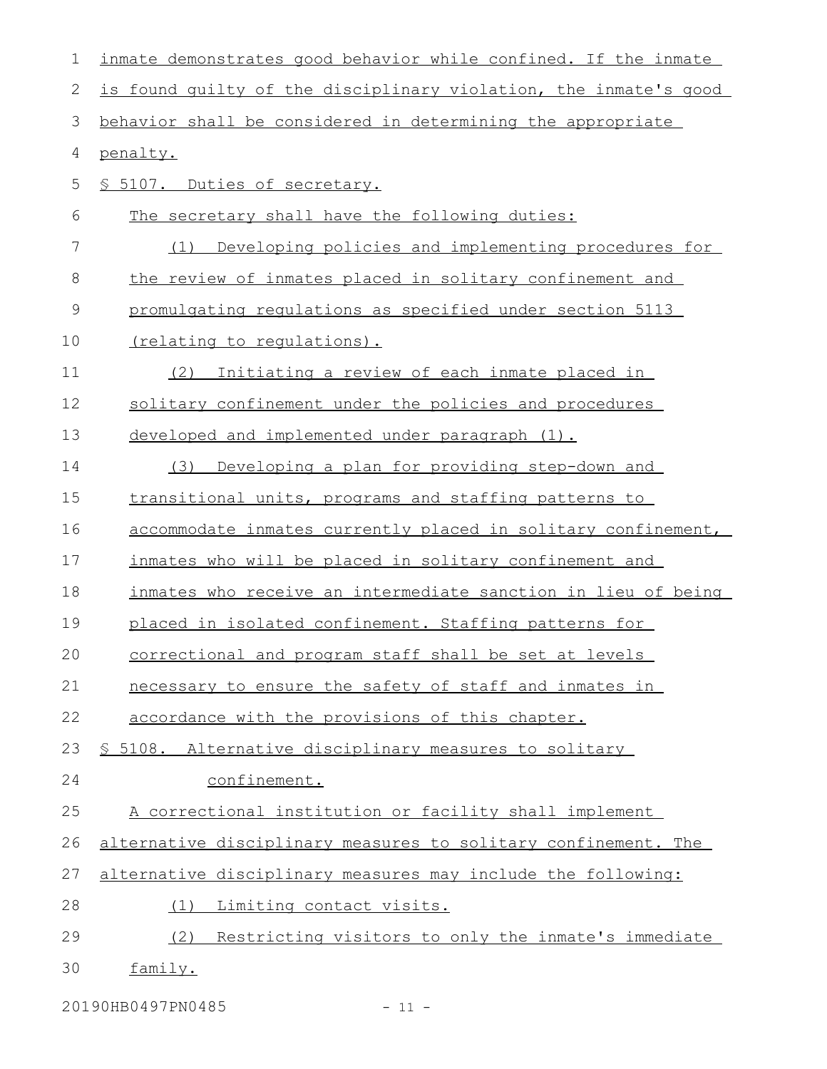inmate demonstrates good behavior while confined. If the inmate is found guilty of the disciplinary violation, the inmate's good behavior shall be considered in determining the appropriate penalty.

§ 5107. Duties of secretary.

The secretary shall have the following duties:

(1) Developing policies and implementing procedures for the review of inmates placed in solitary confinement and promulgating regulations as specified under section 5113 (relating to regulations).

(2) Initiating a review of each inmate placed in solitary confinement under the policies and procedures developed and implemented under paragraph (1).

(3) Developing a plan for providing step-down and transitional units, programs and staffing patterns to accommodate inmates currently placed in solitary confinement, inmates who will be placed in solitary confinement and inmates who receive an intermediate sanction in lieu of being placed in isolated confinement. Staffing patterns for correctional and program staff shall be set at levels necessary to ensure the safety of staff and inmates in accordance with the provisions of this chapter.

§ 5108. Alternative disciplinary measures to solitary confinement.

A correctional institution or facility shall implement alternative disciplinary measures to solitary confinement. The alternative disciplinary measures may include the following:

(1) Limiting contact visits.

(2) Restricting visitors to only the inmate's immediate family.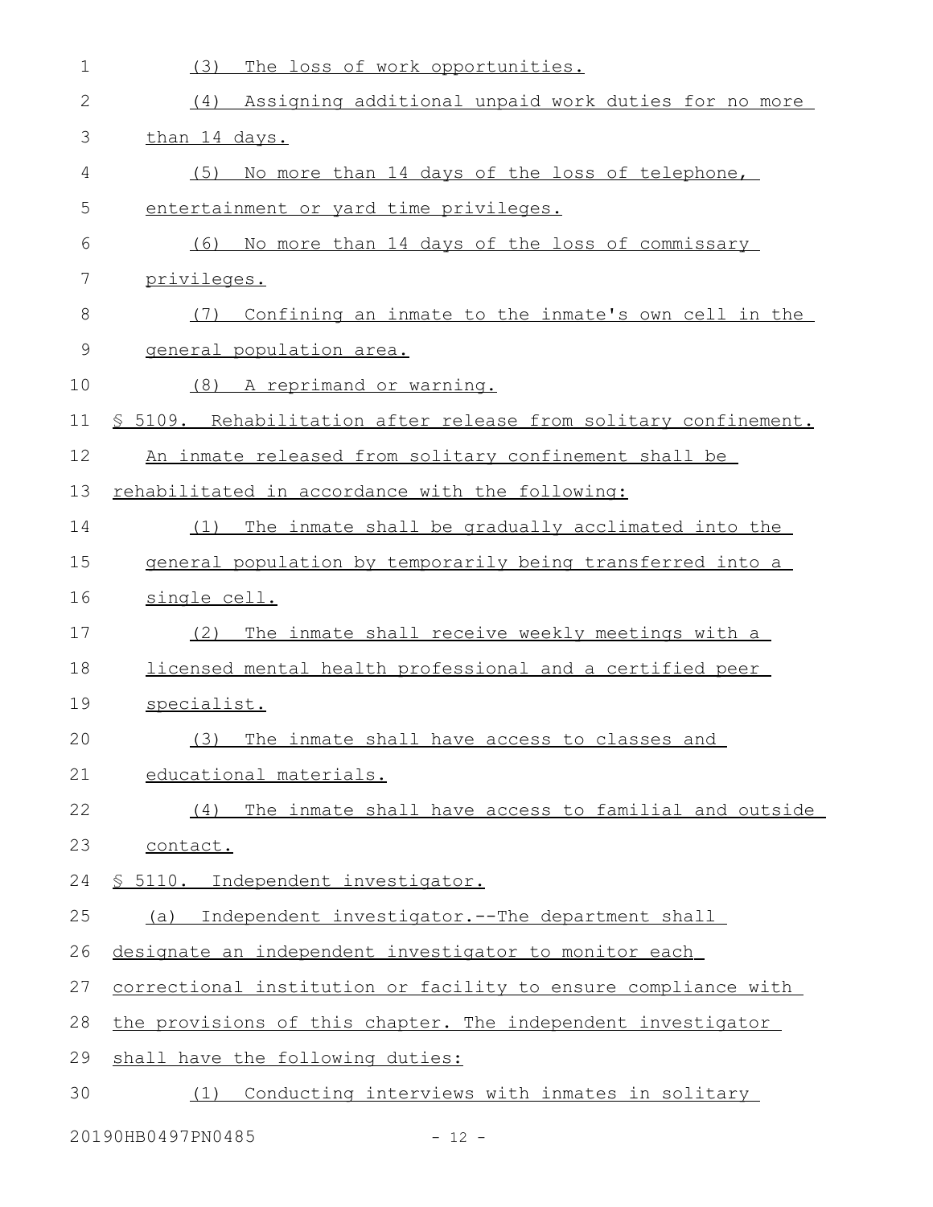(3) The loss of work opportunities.

(4) Assigning additional unpaid work duties for no more than 14 days.

(5) No more than 14 days of the loss of telephone, entertainment or yard time privileges.

(6) No more than 14 days of the loss of commissary privileges.

(7) Confining an inmate to the inmate's own cell in the general population area.

(8) A reprimand or warning.

§ 5109. Rehabilitation after release from solitary confinement.

An inmate released from solitary confinement shall be rehabilitated in accordance with the following:

(1) The inmate shall be gradually acclimated into the general population by temporarily being transferred into a single cell.

(2) The inmate shall receive weekly meetings with a licensed mental health professional and a certified peer specialist.

(3) The inmate shall have access to classes and educational materials.

(4) The inmate shall have access to familial and outside contact.

§ 5110. Independent investigator.

(a) Independent investigator.--The department shall designate an independent investigator to monitor each correctional institution or facility to ensure compliance with the provisions of this chapter. The independent investigator shall have the following duties:

(1) Conducting interviews with inmates in solitary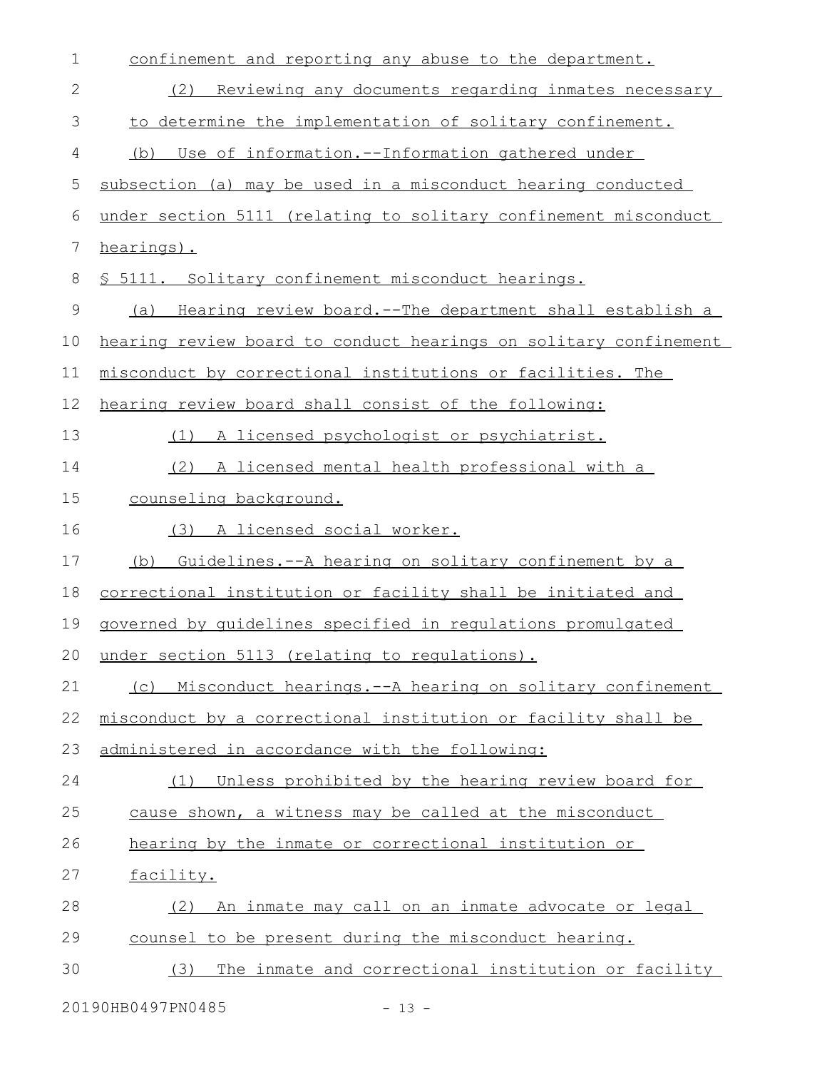confinement and reporting any abuse to the department.

(2) Reviewing any documents regarding inmates necessary to determine the implementation of solitary confinement.

(b) Use of information.--Information gathered under subsection (a) may be used in a misconduct hearing conducted under section 5111 (relating to solitary confinement misconduct hearings).

§ 5111. Solitary confinement misconduct hearings.

(a) Hearing review board.--The department shall establish a hearing review board to conduct hearings on solitary confinement misconduct by correctional institutions or facilities. The hearing review board shall consist of the following:

(1) A licensed psychologist or psychiatrist.

(2) A licensed mental health professional with a counseling background.

(3) A licensed social worker.

(b) Guidelines.--A hearing on solitary confinement by a correctional institution or facility shall be initiated and governed by guidelines specified in regulations promulgated under section 5113 (relating to regulations).

(c) Misconduct hearings.--A hearing on solitary confinement misconduct by a correctional institution or facility shall be administered in accordance with the following:

(1) Unless prohibited by the hearing review board for cause shown, a witness may be called at the misconduct hearing by the inmate or correctional institution or facility.

(2) An inmate may call on an inmate advocate or legal counsel to be present during the misconduct hearing.

(3) The inmate and correctional institution or facility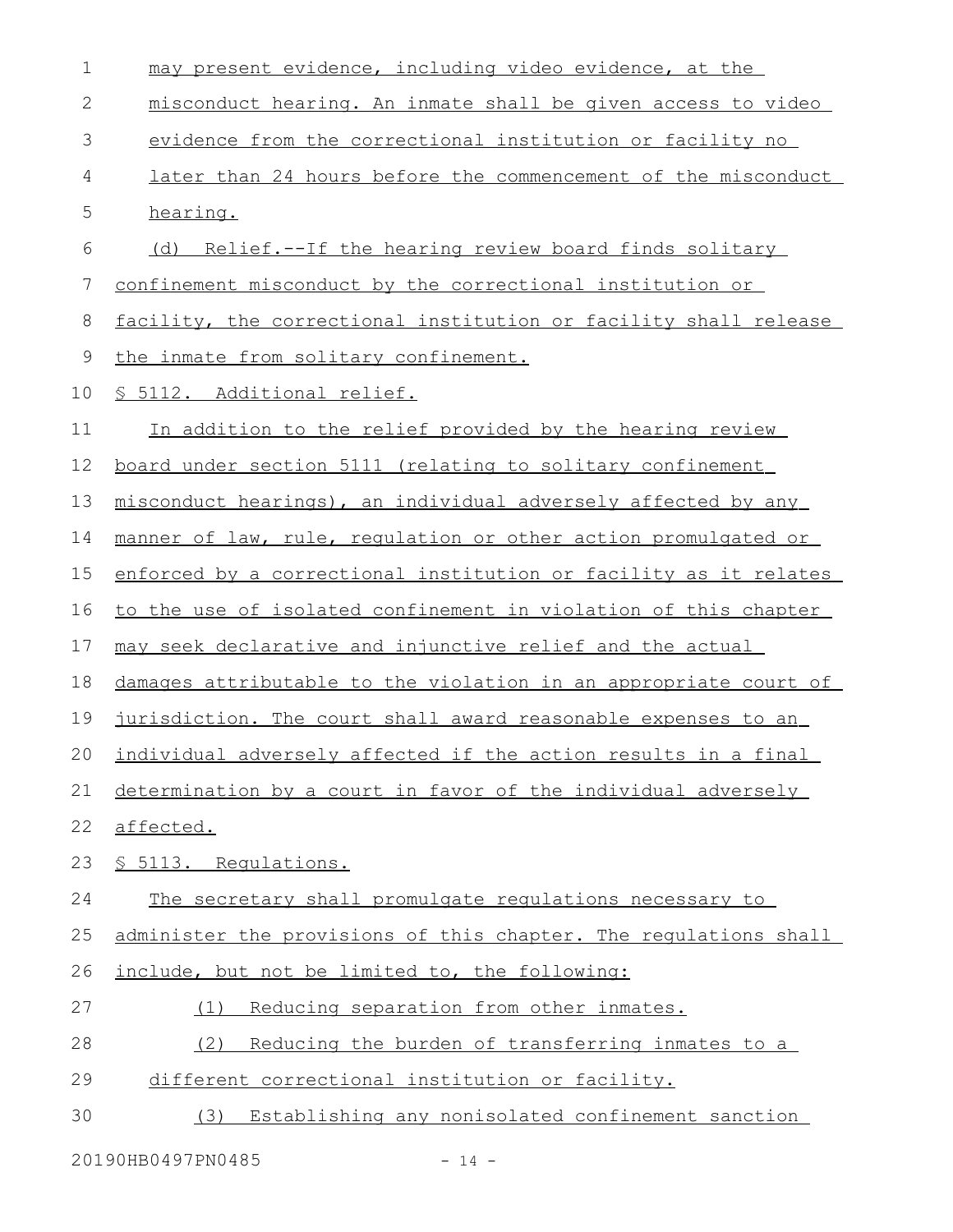may present evidence, including video evidence, at the misconduct hearing. An inmate shall be given access to video evidence from the correctional institution or facility no later than 24 hours before the commencement of the misconduct hearing.

(d) Relief.--If the hearing review board finds solitary confinement misconduct by the correctional institution or facility, the correctional institution or facility shall release the inmate from solitary confinement.

§ 5112. Additional relief.

In addition to the relief provided by the hearing review board under section 5111 (relating to solitary confinement misconduct hearings), an individual adversely affected by any manner of law, rule, regulation or other action promulgated or enforced by a correctional institution or facility as it relates to the use of isolated confinement in violation of this chapter may seek declarative and injunctive relief and the actual damages attributable to the violation in an appropriate court of jurisdiction. The court shall award reasonable expenses to an individual adversely affected if the action results in a final determination by a court in favor of the individual adversely affected.

§ 5113. Regulations.

The secretary shall promulgate regulations necessary to administer the provisions of this chapter. The regulations shall include, but not be limited to, the following:

(1) Reducing separation from other inmates.

(2) Reducing the burden of transferring inmates to a different correctional institution or facility.

(3) Establishing any nonisolated confinement sanction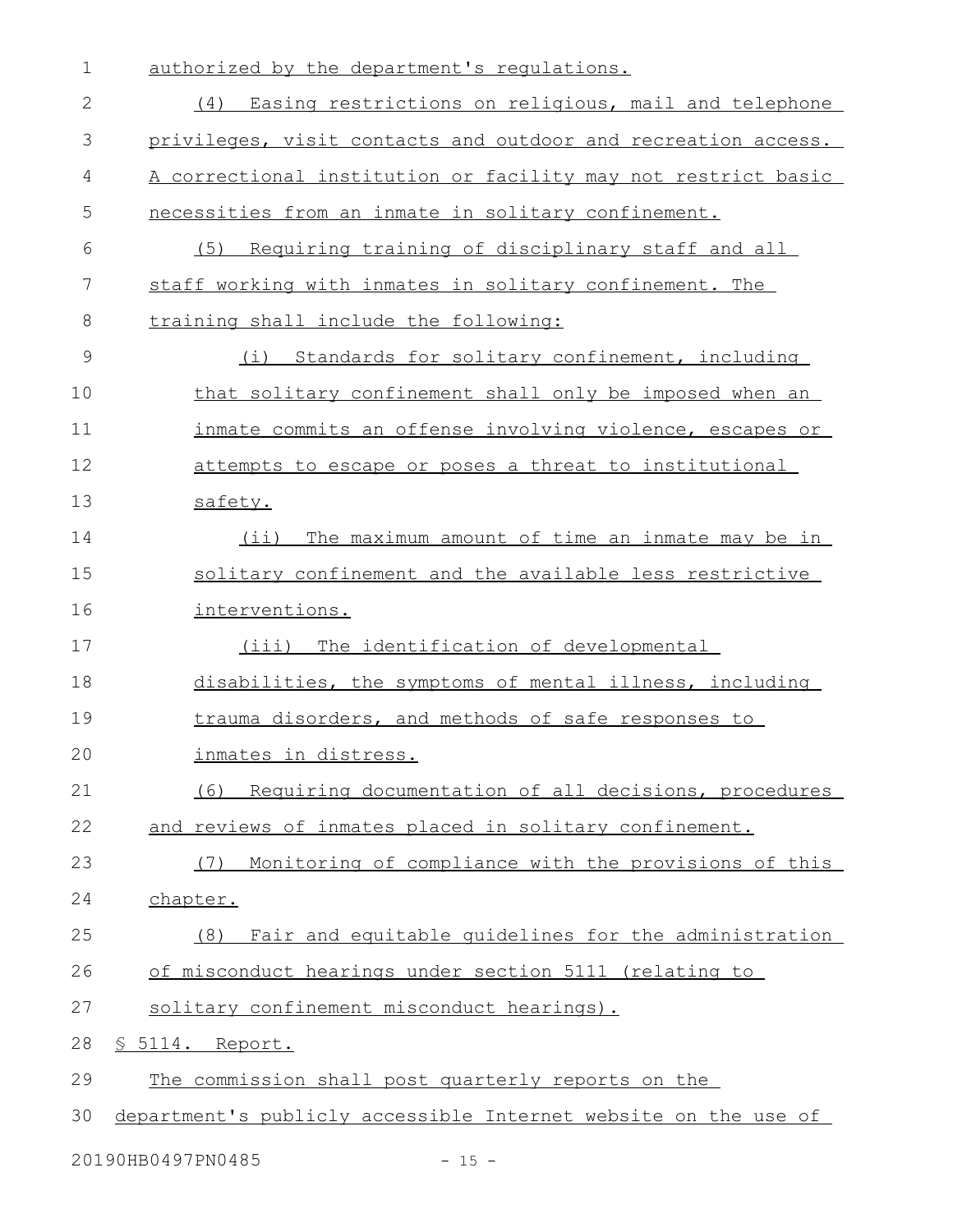authorized by the department's regulations.

(4) Easing restrictions on religious, mail and telephone privileges, visit contacts and outdoor and recreation access. A correctional institution or facility may not restrict basic necessities from an inmate in solitary confinement.

(5) Requiring training of disciplinary staff and all staff working with inmates in solitary confinement. The training shall include the following:

(i) Standards for solitary confinement, including that solitary confinement shall only be imposed when an inmate commits an offense involving violence, escapes or attempts to escape or poses a threat to institutional safety.

(ii) The maximum amount of time an inmate may be in solitary confinement and the available less restrictive interventions.

(iii) The identification of developmental disabilities, the symptoms of mental illness, including trauma disorders, and methods of safe responses to inmates in distress.

(6) Requiring documentation of all decisions, procedures and reviews of inmates placed in solitary confinement.

(7) Monitoring of compliance with the provisions of this chapter.

(8) Fair and equitable guidelines for the administration of misconduct hearings under section 5111 (relating to solitary confinement misconduct hearings).

§ 5114. Report.

The commission shall post quarterly reports on the department's publicly accessible Internet website on the use of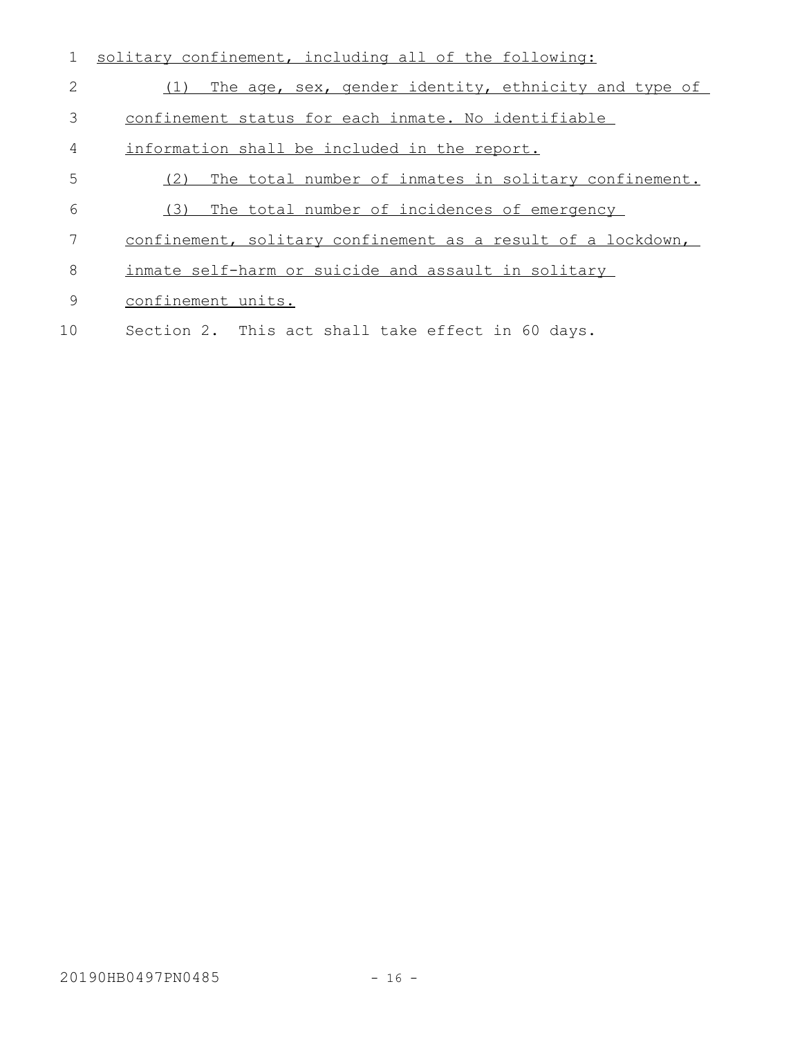solitary confinement, including all of the following:

(1) The age, sex, gender identity, ethnicity and type of confinement status for each inmate. No identifiable information shall be included in the report.

(2) The total number of inmates in solitary confinement.

(3) The total number of incidences of emergency confinement, solitary confinement as a result of a lockdown, inmate self-harm or suicide and assault in solitary confinement units.

Section 2. This act shall take effect in 60 days.